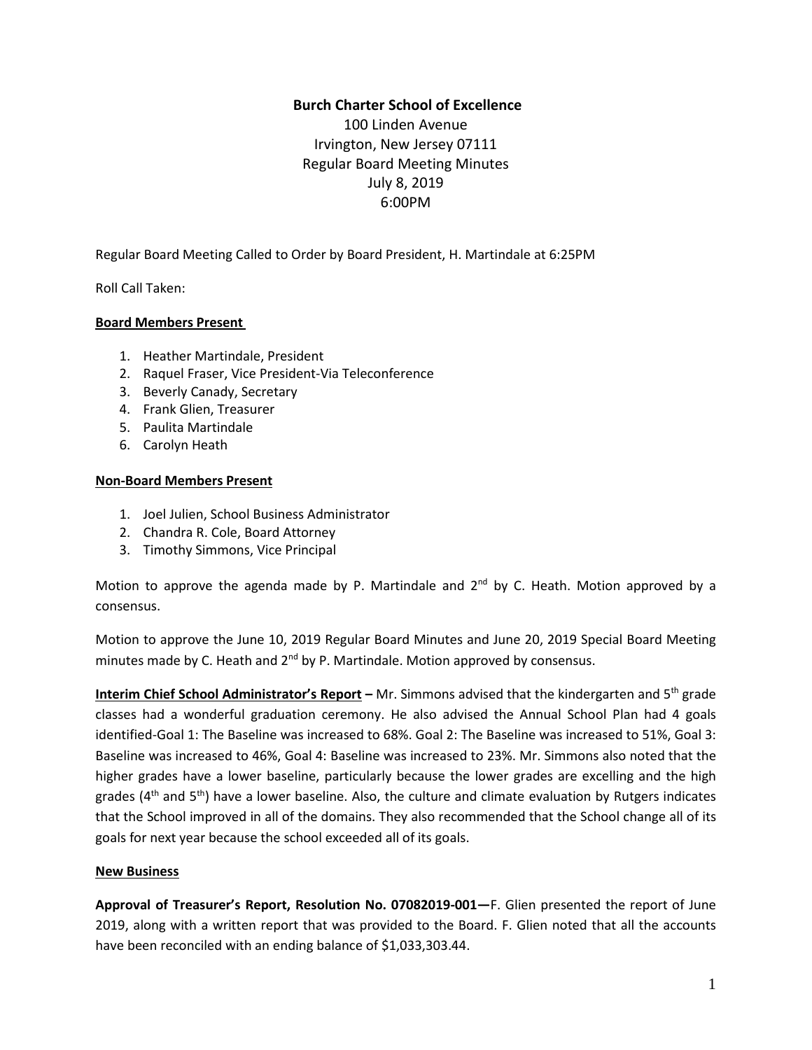**Burch Charter School of Excellence**

100 Linden Avenue
Irvington, New Jersey 07111
Regular Board Meeting Minutes
July 8, 2019
6:00PM

Regular Board Meeting Called to Order by Board President, H. Martindale at 6:25PM

Roll Call Taken:

**Board Members Present**

1. Heather Martindale, President
2. Raquel Fraser, Vice President-Via Teleconference
3. Beverly Canady, Secretary
4. Frank Glien, Treasurer
5. Paulita Martindale
6. Carolyn Heath

**Non-Board Members Present**

1. Joel Julien, School Business Administrator
2. Chandra R. Cole, Board Attorney
3. Timothy Simmons, Vice Principal

Motion to approve the agenda made by P. Martindale and 2nd by C. Heath. Motion approved by a consensus.

Motion to approve the June 10, 2019 Regular Board Minutes and June 20, 2019 Special Board Meeting minutes made by C. Heath and 2nd by P. Martindale. Motion approved by consensus.

**Interim Chief School Administrator's Report –** Mr. Simmons advised that the kindergarten and 5th grade classes had a wonderful graduation ceremony. He also advised the Annual School Plan had 4 goals identified-Goal 1: The Baseline was increased to 68%. Goal 2: The Baseline was increased to 51%, Goal 3: Baseline was increased to 46%, Goal 4: Baseline was increased to 23%. Mr. Simmons also noted that the higher grades have a lower baseline, particularly because the lower grades are excelling and the high grades (4th and 5th) have a lower baseline. Also, the culture and climate evaluation by Rutgers indicates that the School improved in all of the domains. They also recommended that the School change all of its goals for next year because the school exceeded all of its goals.

**New Business**

**Approval of Treasurer's Report, Resolution No. 07082019-001—**F. Glien presented the report of June 2019, along with a written report that was provided to the Board. F. Glien noted that all the accounts have been reconciled with an ending balance of $1,033,303.44.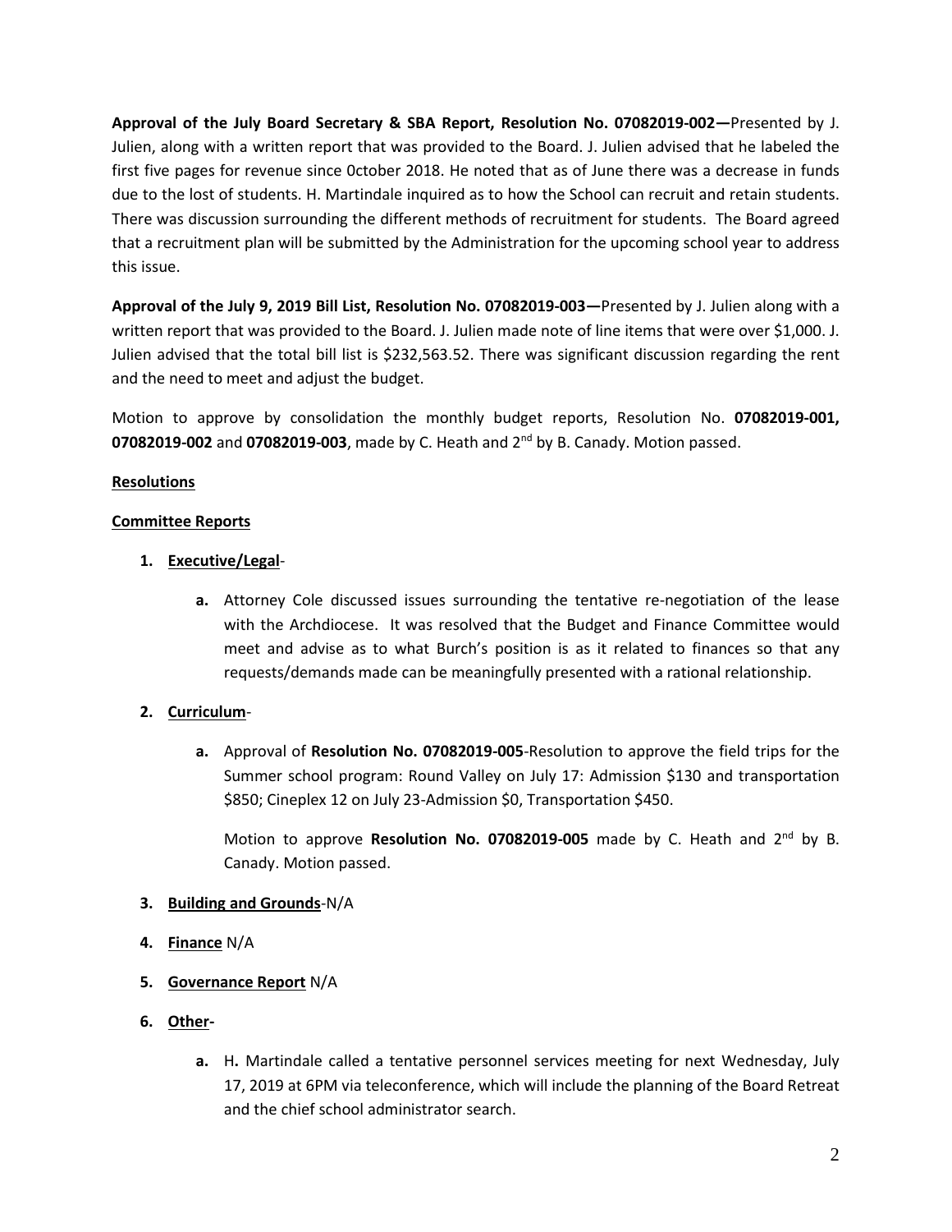**Approval of the July Board Secretary & SBA Report, Resolution No. 07082019-002—**Presented by J. Julien, along with a written report that was provided to the Board. J. Julien advised that he labeled the first five pages for revenue since 0ctober 2018. He noted that as of June there was a decrease in funds due to the lost of students. H. Martindale inquired as to how the School can recruit and retain students. There was discussion surrounding the different methods of recruitment for students. The Board agreed that a recruitment plan will be submitted by the Administration for the upcoming school year to address this issue.

**Approval of the July 9, 2019 Bill List, Resolution No. 07082019-003—**Presented by J. Julien along with a written report that was provided to the Board. J. Julien made note of line items that were over $1,000. J. Julien advised that the total bill list is $232,563.52. There was significant discussion regarding the rent and the need to meet and adjust the budget.

Motion to approve by consolidation the monthly budget reports, Resolution No. **07082019-001, 07082019-002** and **07082019-003**, made by C. Heath and 2nd by B. Canady. Motion passed.

**Resolutions**

**Committee Reports**

1. **Executive/Legal**-

   a. Attorney Cole discussed issues surrounding the tentative re-negotiation of the lease with the Archdiocese. It was resolved that the Budget and Finance Committee would meet and advise as to what Burch's position is as it related to finances so that any requests/demands made can be meaningfully presented with a rational relationship.

2. **Curriculum**-

   a. Approval of **Resolution No. 07082019-005**-Resolution to approve the field trips for the Summer school program: Round Valley on July 17: Admission $130 and transportation $850; Cineplex 12 on July 23-Admission $0, Transportation $450.

      Motion to approve **Resolution No. 07082019-005** made by C. Heath and 2nd by B. Canady. Motion passed.

3. **Building and Grounds**-N/A

4. **Finance** N/A

5. **Governance Report** N/A

6. **Other-**

   a. H**.** Martindale called a tentative personnel services meeting for next Wednesday, July 17, 2019 at 6PM via teleconference, which will include the planning of the Board Retreat and the chief school administrator search.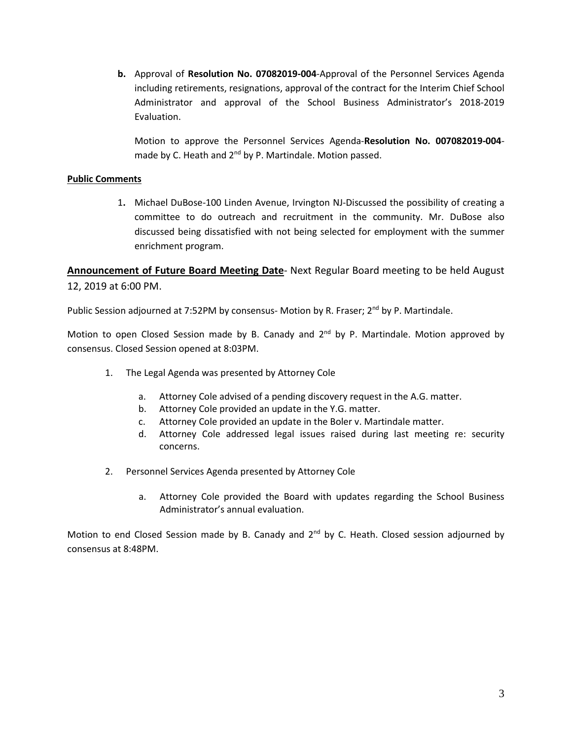**b.** Approval of **Resolution No. 07082019-004**-Approval of the Personnel Services Agenda including retirements, resignations, approval of the contract for the Interim Chief School Administrator and approval of the School Business Administrator's 2018-2019 Evaluation.

Motion to approve the Personnel Services Agenda-**Resolution No. 007082019-004**-made by C. Heath and 2nd by P. Martindale. Motion passed.

**Public Comments**

1. Michael DuBose-100 Linden Avenue, Irvington NJ-Discussed the possibility of creating a committee to do outreach and recruitment in the community. Mr. DuBose also discussed being dissatisfied with not being selected for employment with the summer enrichment program.

**Announcement of Future Board Meeting Date**- Next Regular Board meeting to be held August 12, 2019 at 6:00 PM.

Public Session adjourned at 7:52PM by consensus- Motion by R. Fraser; 2nd by P. Martindale.

Motion to open Closed Session made by B. Canady and 2nd by P. Martindale. Motion approved by consensus. Closed Session opened at 8:03PM.

1. The Legal Agenda was presented by Attorney Cole
   a. Attorney Cole advised of a pending discovery request in the A.G. matter.
   b. Attorney Cole provided an update in the Y.G. matter.
   c. Attorney Cole provided an update in the Boler v. Martindale matter.
   d. Attorney Cole addressed legal issues raised during last meeting re: security concerns.
2. Personnel Services Agenda presented by Attorney Cole
   a. Attorney Cole provided the Board with updates regarding the School Business Administrator's annual evaluation.

Motion to end Closed Session made by B. Canady and 2nd by C. Heath. Closed session adjourned by consensus at 8:48PM.